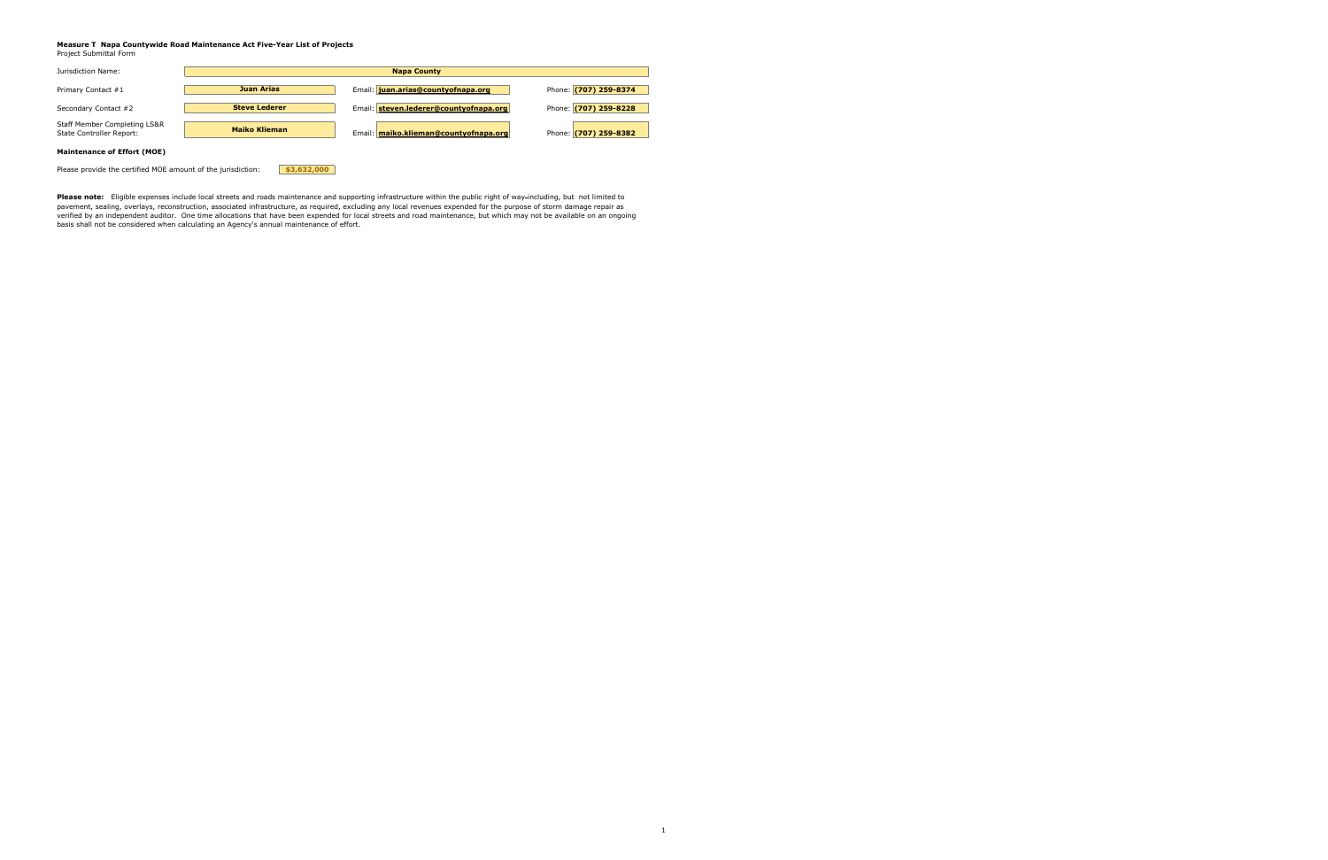**Measure T Napa Countywide Road Maintenance Act Five-Year List of Projects**

Project Submittal Form

| | | | |
|---|---|---|---|
| Jurisdiction Name: | **Napa County** | | |
| Primary Contact #1 | **Juan Arias** | Email: **juan.arias@countyofnapa.org** | Phone: **(707) 259-8374** |
| Secondary Contact #2 | **Steve Lederer** | Email: **steven.lederer@countyofnapa.org** | Phone: **(707) 259-8228** |
| Staff Member Completing LS&R State Controller Report: | **Maiko Klieman** | Email: **maiko.klieman@countyofnapa.org** | Phone: **(707) 259-8382** |

**Maintenance of Effort (MOE)**

Please provide the certified MOE amount of the jurisdiction: **$3,632,000**

**Please note:** Eligible expenses include local streets and roads maintenance and supporting infrastructure within the public right of way-including, but not limited to pavement, sealing, overlays, reconstruction, associated infrastructure, as required, excluding any local revenues expended for the purpose of storm damage repair as verified by an independent auditor. One time allocations that have been expended for local streets and road maintenance, but which may not be available on an ongoing basis shall not be considered when calculating an Agency's annual maintenance of effort.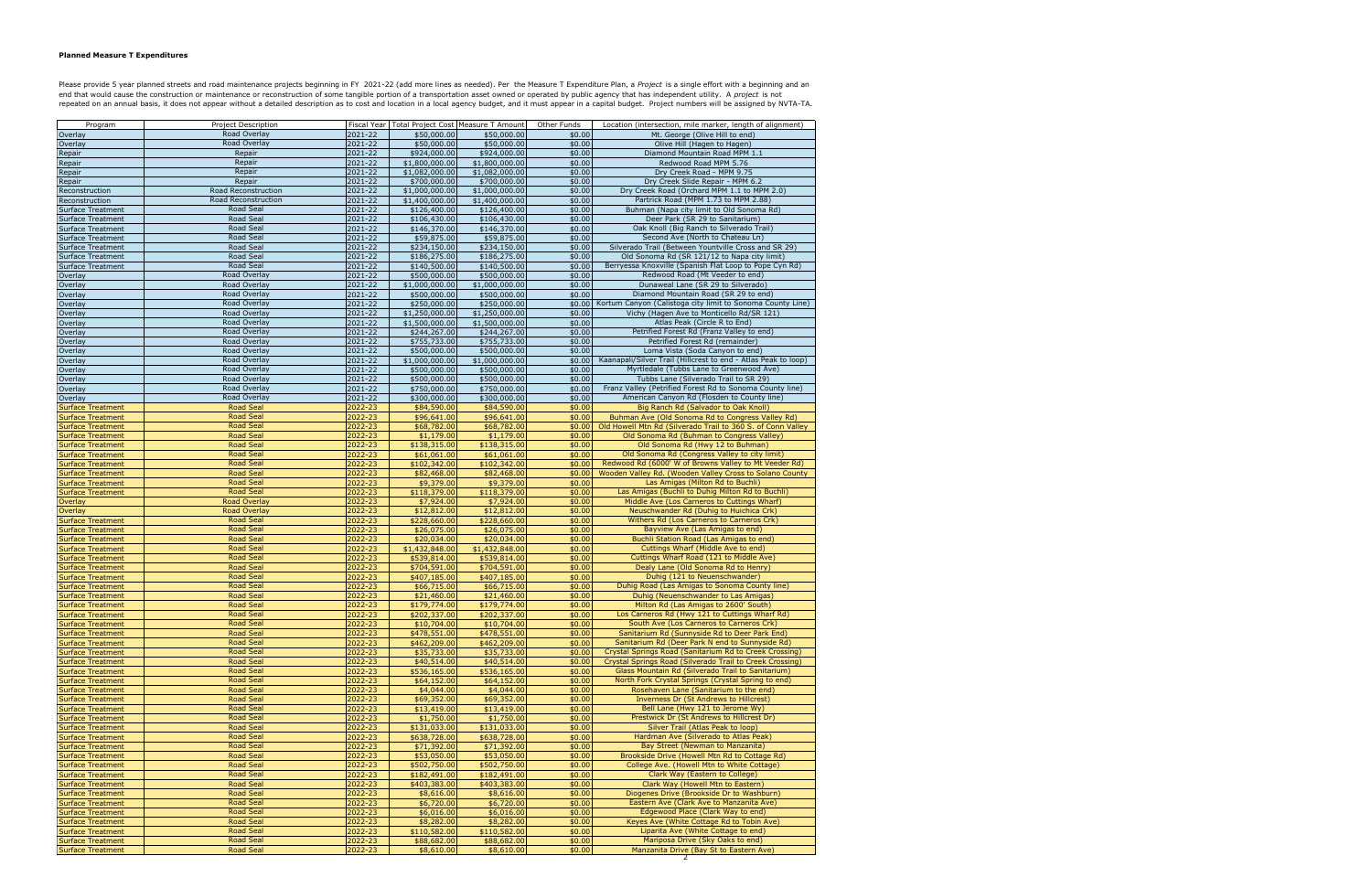**Planned Measure T Expenditures**

Please provide 5 year planned streets and road maintenance projects beginning in FY 2021-22 (add more lines as needed). Per the Measure T Expenditure Plan, a *Project* is a single effort with a beginning and an end that would cause the construction or maintenance or reconstruction of some tangible portion of a transportation asset owned or operated by public agency that has independent utility. A *project* is not repeated on an annual basis, it does not appear without a detailed description as to cost and location in a local agency budget, and it must appear in a capital budget. Project numbers will be assigned by NVTA-TA.

| Program | Project Description | Fiscal Year | Total Project Cost | Measure T Amount | Other Funds | Location (intersection, mile marker, length of alignment) |
|---|---|---|---|---|---|---|
| Overlay | Road Overlay | 2021-22 | $50,000.00 | $50,000.00 | $0.00 | Mt. George (Olive Hill to end) |
| Overlay | Road Overlay | 2021-22 | $50,000.00 | $50,000.00 | $0.00 | Olive Hill (Hagen to Hagen) |
| Repair | Repair | 2021-22 | $924,000.00 | $924,000.00 | $0.00 | Diamond Mountain Road MPM 1.1 |
| Repair | Repair | 2021-22 | $1,800,000.00 | $1,800,000.00 | $0.00 | Redwood Road MPM 5.76 |
| Repair | Repair | 2021-22 | $1,082,000.00 | $1,082,000.00 | $0.00 | Dry Creek Road - MPM 9.75 |
| Repair | Repair | 2021-22 | $700,000.00 | $700,000.00 | $0.00 | Dry Creek Slide Repair - MPM 6.2 |
| Reconstruction | Road Reconstruction | 2021-22 | $1,000,000.00 | $1,000,000.00 | $0.00 | Dry Creek Road (Orchard MPM 1.1 to MPM 2.0) |
| Reconstruction | Road Reconstruction | 2021-22 | $1,400,000.00 | $1,400,000.00 | $0.00 | Partrick Road (MPM 1.73 to MPM 2.88) |
| Surface Treatment | Road Seal | 2021-22 | $126,400.00 | $126,400.00 | $0.00 | Buhman (Napa city limit to Old Sonoma Rd) |
| Surface Treatment | Road Seal | 2021-22 | $106,430.00 | $106,430.00 | $0.00 | Deer Park (SR 29 to Sanitarium) |
| Surface Treatment | Road Seal | 2021-22 | $146,370.00 | $146,370.00 | $0.00 | Oak Knoll (Big Ranch to Silverado Trail) |
| Surface Treatment | Road Seal | 2021-22 | $59,875.00 | $59,875.00 | $0.00 | Second Ave (North to Chateau Ln) |
| Surface Treatment | Road Seal | 2021-22 | $234,150.00 | $234,150.00 | $0.00 | Silverado Trail (Between Yountville Cross and SR 29) |
| Surface Treatment | Road Seal | 2021-22 | $186,275.00 | $186,275.00 | $0.00 | Old Sonoma Rd (SR 121/12 to Napa city limit) |
| Surface Treatment | Road Seal | 2021-22 | $140,500.00 | $140,500.00 | $0.00 | Berryessa Knoxville (Spanish Flat Loop to Pope Cyn Rd) |
| Overlay | Road Overlay | 2021-22 | $500,000.00 | $500,000.00 | $0.00 | Redwood Road (Mt Veeder to end) |
| Overlay | Road Overlay | 2021-22 | $1,000,000.00 | $1,000,000.00 | $0.00 | Dunaweal Lane (SR 29 to Silverado) |
| Overlay | Road Overlay | 2021-22 | $500,000.00 | $500,000.00 | $0.00 | Diamond Mountain Road (SR 29 to end) |
| Overlay | Road Overlay | 2021-22 | $250,000.00 | $250,000.00 | $0.00 | Kortum Canyon (Calistoga city limit to Sonoma County Line) |
| Overlay | Road Overlay | 2021-22 | $1,250,000.00 | $1,250,000.00 | $0.00 | Vichy (Hagen Ave to Monticello Rd/SR 121) |
| Overlay | Road Overlay | 2021-22 | $1,500,000.00 | $1,500,000.00 | $0.00 | Atlas Peak (Circle R to End) |
| Overlay | Road Overlay | 2021-22 | $244,267.00 | $244,267.00 | $0.00 | Petrified Forest Rd (Franz Valley to end) |
| Overlay | Road Overlay | 2021-22 | $755,733.00 | $755,733.00 | $0.00 | Petrified Forest Rd (remainder) |
| Overlay | Road Overlay | 2021-22 | $500,000.00 | $500,000.00 | $0.00 | Loma Vista (Soda Canyon to end) |
| Overlay | Road Overlay | 2021-22 | $1,000,000.00 | $1,000,000.00 | $0.00 | Kaanapali/Silver Trail (Hillcrest to end - Atlas Peak to loop) |
| Overlay | Road Overlay | 2021-22 | $500,000.00 | $500,000.00 | $0.00 | Myrtledale (Tubbs Lane to Greenwood Ave) |
| Overlay | Road Overlay | 2021-22 | $500,000.00 | $500,000.00 | $0.00 | Tubbs Lane (Silverado Trail to SR 29) |
| Overlay | Road Overlay | 2021-22 | $750,000.00 | $750,000.00 | $0.00 | Franz Valley (Petrified Forest Rd to Sonoma County line) |
| Overlay | Road Overlay | 2021-22 | $300,000.00 | $300,000.00 | $0.00 | American Canyon Rd (Flosden to County line) |
| Surface Treatment | Road Seal | 2022-23 | $84,590.00 | $84,590.00 | $0.00 | Big Ranch Rd (Salvador to Oak Knoll) |
| Surface Treatment | Road Seal | 2022-23 | $96,641.00 | $96,641.00 | $0.00 | Buhman Ave (Old Sonoma Rd to Congress Valley Rd) |
| Surface Treatment | Road Seal | 2022-23 | $68,782.00 | $68,782.00 | $0.00 | Old Howell Mtn Rd (Silverado Trail to 360 S. of Conn Valley |
| Surface Treatment | Road Seal | 2022-23 | $1,179.00 | $1,179.00 | $0.00 | Old Sonoma Rd (Buhman to Congress Valley) |
| Surface Treatment | Road Seal | 2022-23 | $138,315.00 | $138,315.00 | $0.00 | Old Sonoma Rd (Hwy 12 to Buhman) |
| Surface Treatment | Road Seal | 2022-23 | $61,061.00 | $61,061.00 | $0.00 | Old Sonoma Rd (Congress Valley to city limit) |
| Surface Treatment | Road Seal | 2022-23 | $102,342.00 | $102,342.00 | $0.00 | Redwood Rd (6000' W of Browns Valley to Mt Veeder Rd) |
| Surface Treatment | Road Seal | 2022-23 | $82,468.00 | $82,468.00 | $0.00 | Wooden Valley Rd. (Wooden Valley Cross to Solano County |
| Surface Treatment | Road Seal | 2022-23 | $9,379.00 | $9,379.00 | $0.00 | Las Amigas (Milton Rd to Buchli) |
| Surface Treatment | Road Seal | 2022-23 | $118,379.00 | $118,379.00 | $0.00 | Las Amigas (Buchli to Duhig Milton Rd to Buchli) |
| Overlay | Road Overlay | 2022-23 | $7,924.00 | $7,924.00 | $0.00 | Middle Ave (Los Carneros to Cuttings Wharf) |
| Overlay | Road Overlay | 2022-23 | $12,812.00 | $12,812.00 | $0.00 | Neuschwander Rd (Duhig to Huichica Crk) |
| Surface Treatment | Road Seal | 2022-23 | $228,660.00 | $228,660.00 | $0.00 | Withers Rd (Los Carneros to Carneros Crk) |
| Surface Treatment | Road Seal | 2022-23 | $26,075.00 | $26,075.00 | $0.00 | Bayview Ave (Las Amigas to end) |
| Surface Treatment | Road Seal | 2022-23 | $20,034.00 | $20,034.00 | $0.00 | Buchli Station Road (Las Amigas to end) |
| Surface Treatment | Road Seal | 2022-23 | $1,432,848.00 | $1,432,848.00 | $0.00 | Cuttings Wharf (Middle Ave to end) |
| Surface Treatment | Road Seal | 2022-23 | $539,814.00 | $539,814.00 | $0.00 | Cuttings Wharf Road (121 to Middle Ave) |
| Surface Treatment | Road Seal | 2022-23 | $704,591.00 | $704,591.00 | $0.00 | Dealy Lane (Old Sonoma Rd to Henry) |
| Surface Treatment | Road Seal | 2022-23 | $407,185.00 | $407,185.00 | $0.00 | Duhig (121 to Neuenschwander) |
| Surface Treatment | Road Seal | 2022-23 | $66,715.00 | $66,715.00 | $0.00 | Duhig Road (Las Amigas to Sonoma County line) |
| Surface Treatment | Road Seal | 2022-23 | $21,460.00 | $21,460.00 | $0.00 | Duhig (Neuenschwander to Las Amigas) |
| Surface Treatment | Road Seal | 2022-23 | $179,774.00 | $179,774.00 | $0.00 | Milton Rd (Las Amigas to 2600' South) |
| Surface Treatment | Road Seal | 2022-23 | $202,337.00 | $202,337.00 | $0.00 | Los Carneros Rd (Hwy 121 to Cuttings Wharf Rd) |
| Surface Treatment | Road Seal | 2022-23 | $10,704.00 | $10,704.00 | $0.00 | South Ave (Los Carneros to Carneros Crk) |
| Surface Treatment | Road Seal | 2022-23 | $478,551.00 | $478,551.00 | $0.00 | Sanitarium Rd (Sunnyside Rd to Deer Park End) |
| Surface Treatment | Road Seal | 2022-23 | $462,209.00 | $462,209.00 | $0.00 | Sanitarium Rd (Deer Park N end to Sunnyside Rd) |
| Surface Treatment | Road Seal | 2022-23 | $35,733.00 | $35,733.00 | $0.00 | Crystal Springs Road (Sanitarium Rd to Creek Crossing) |
| Surface Treatment | Road Seal | 2022-23 | $40,514.00 | $40,514.00 | $0.00 | Crystal Springs Road (Silverado Trail to Creek Crossing) |
| Surface Treatment | Road Seal | 2022-23 | $536,165.00 | $536,165.00 | $0.00 | Glass Mountain Rd (Silverado Trail to Sanitarium) |
| Surface Treatment | Road Seal | 2022-23 | $64,152.00 | $64,152.00 | $0.00 | North Fork Crystal Springs (Crystal Spring to end) |
| Surface Treatment | Road Seal | 2022-23 | $4,044.00 | $4,044.00 | $0.00 | Rosehaven Lane (Sanitarium to the end) |
| Surface Treatment | Road Seal | 2022-23 | $69,352.00 | $69,352.00 | $0.00 | Inverness Dr (St Andrews to Hillcrest) |
| Surface Treatment | Road Seal | 2022-23 | $13,419.00 | $13,419.00 | $0.00 | Bell Lane (Hwy 121 to Jerome Wy) |
| Surface Treatment | Road Seal | 2022-23 | $1,750.00 | $1,750.00 | $0.00 | Prestwick Dr (St Andrews to Hillcrest Dr) |
| Surface Treatment | Road Seal | 2022-23 | $131,033.00 | $131,033.00 | $0.00 | Silver Trail (Atlas Peak to loop) |
| Surface Treatment | Road Seal | 2022-23 | $638,728.00 | $638,728.00 | $0.00 | Hardman Ave (Silverado to Atlas Peak) |
| Surface Treatment | Road Seal | 2022-23 | $71,392.00 | $71,392.00 | $0.00 | Bay Street (Newman to Manzanita) |
| Surface Treatment | Road Seal | 2022-23 | $53,050.00 | $53,050.00 | $0.00 | Brookside Drive (Howell Mtn Rd to Cottage Rd) |
| Surface Treatment | Road Seal | 2022-23 | $502,750.00 | $502,750.00 | $0.00 | College Ave. (Howell Mtn to White Cottage) |
| Surface Treatment | Road Seal | 2022-23 | $182,491.00 | $182,491.00 | $0.00 | Clark Way (Eastern to College) |
| Surface Treatment | Road Seal | 2022-23 | $403,383.00 | $403,383.00 | $0.00 | Clark Way (Howell Mtn to Eastern) |
| Surface Treatment | Road Seal | 2022-23 | $8,616.00 | $8,616.00 | $0.00 | Diogenes Drive (Brookside Dr to Washburn) |
| Surface Treatment | Road Seal | 2022-23 | $6,720.00 | $6,720.00 | $0.00 | Eastern Ave (Clark Ave to Manzanita Ave) |
| Surface Treatment | Road Seal | 2022-23 | $6,016.00 | $6,016.00 | $0.00 | Edgewood Place (Clark Way to end) |
| Surface Treatment | Road Seal | 2022-23 | $8,282.00 | $8,282.00 | $0.00 | Keyes Ave (White Cottage Rd to Tobin Ave) |
| Surface Treatment | Road Seal | 2022-23 | $110,582.00 | $110,582.00 | $0.00 | Liparita Ave (White Cottage to end) |
| Surface Treatment | Road Seal | 2022-23 | $88,682.00 | $88,682.00 | $0.00 | Mariposa Drive (Sky Oaks to end) |
| Surface Treatment | Road Seal | 2022-23 | $8,610.00 | $8,610.00 | $0.00 | Manzanita Drive (Bay St to Eastern Ave) |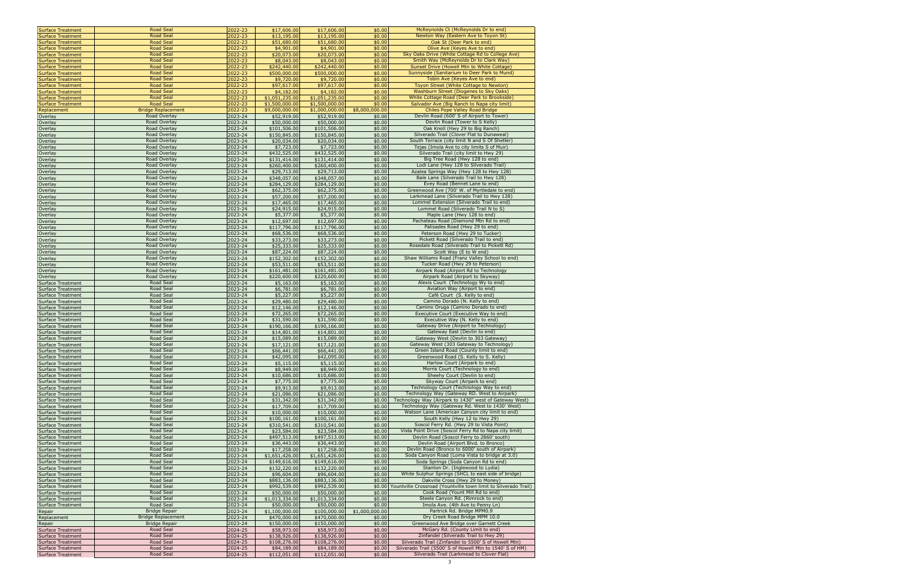| | | | | | | |
|---|---|---|---|---|---|---|
| Surface Treatment | Road Seal | 2022-23 | $17,606.00 | $17,606.00 | $0.00 | McReynolds Ct (McReynolds Dr to end) |
| Surface Treatment | Road Seal | 2022-23 | $13,195.00 | $13,195.00 | $0.00 | Newton Way (Eastern Ave to Toyon St) |
| Surface Treatment | Road Seal | 2022-23 | $51,680.00 | $51,680.00 | $0.00 | Oak St (Deer Park to end) |
| Surface Treatment | Road Seal | 2022-23 | $4,901.00 | $4,901.00 | $0.00 | Olive Ave (Keyes Ave to end) |
| Surface Treatment | Road Seal | 2022-23 | $20,073.00 | $20,073.00 | $0.00 | Sky Oaks Drive (White Cottage Rd to College Ave) |
| Surface Treatment | Road Seal | 2022-23 | $8,043.00 | $8,043.00 | $0.00 | Smith Way (McReynolds Dr to Clark Way) |
| Surface Treatment | Road Seal | 2022-23 | $242,440.00 | $242,440.00 | $0.00 | Sunset Drive (Howell Mtn to White Cottage) |
| Surface Treatment | Road Seal | 2022-23 | $500,000.00 | $500,000.00 | $0.00 | Sunnyside (Sanitarium to Deer Park to Mund) |
| Surface Treatment | Road Seal | 2022-23 | $9,720.00 | $9,720.00 | $0.00 | Tobin Ave (Keyes Ave to end) |
| Surface Treatment | Road Seal | 2022-23 | $97,617.00 | $97,617.00 | $0.00 | Toyon Street (White Cottage to Newton) |
| Surface Treatment | Road Seal | 2022-23 | $4,182.00 | $4,182.00 | $0.00 | Washburn Street (Diogenes to Sky Oaks) |
| Surface Treatment | Road Seal | 2022-23 | $1,051,235.00 | $1,051,235.00 | $0.00 | White Cottage Road (Deer Park to Brookside) |
| Surface Treatment | Road Seal | 2022-23 | $1,500,000.00 | $1,500,000.00 | $0.00 | Salvador Ave (Big Ranch to Napa city limit) |
| Replacement | Bridge Replacement | 2022-23 | $9,000,000.00 | $1,000,000.00 | $8,000,000.00 | Chiles Pope Valley Road Bridge |
| Overlay | Road Overlay | 2023-24 | $52,919.00 | $52,919.00 | $0.00 | Devlin Road (600' S of Airport to Tower) |
| Overlay | Road Overlay | 2023-24 | $50,000.00 | $50,000.00 | $0.00 | Devlin Road (Tower to S Kelly) |
| Overlay | Road Overlay | 2023-24 | $101,506.00 | $101,506.00 | $0.00 | Oak Knoll (Hwy 29 to Big Ranch) |
| Overlay | Road Overlay | 2023-24 | $150,845.00 | $150,845.00 | $0.00 | Silverado Trail (Clover Flat to Dunaweal) |
| Overlay | Road Overlay | 2023-24 | $20,034.00 | $20,034.00 | $0.00 | South Terrace (city limit N and S Of Shetler) |
| Overlay | Road Overlay | 2023-24 | $7,723.00 | $7,723.00 | $0.00 | Tejas (Imola Ave to city limits S of Muir) |
| Overlay | Road Overlay | 2023-24 | $432,525.00 | $432,525.00 | $0.00 | Silverado Trail (city limit to Hwy 29) |
| Overlay | Road Overlay | 2023-24 | $131,414.00 | $131,414.00 | $0.00 | Big Tree Road (Hwy 128 to end) |
| Overlay | Road Overlay | 2023-24 | $260,400.00 | $260,400.00 | $0.00 | Lodi Lane (Hwy 128 to Silverado Trail) |
| Overlay | Road Overlay | 2023-24 | $29,713.00 | $29,713.00 | $0.00 | Azalea Springs Way (Hwy 128 to Hwy 128) |
| Overlay | Road Overlay | 2023-24 | $348,057.00 | $348,057.00 | $0.00 | Bale Lane (Silverado Trail to Hwy 128) |
| Overlay | Road Overlay | 2023-24 | $284,129.00 | $284,129.00 | $0.00 | Evey Road (Bennet Lane to end) |
| Overlay | Road Overlay | 2023-24 | $62,375.00 | $62,375.00 | $0.00 | Greenwood Ave (700' W. of Myrtledale to end) |
| Overlay | Road Overlay | 2023-24 | $57,200.00 | $57,200.00 | $0.00 | Larkmead Lane (Silverado Trail to Hwy 128) |
| Overlay | Road Overlay | 2023-24 | $17,465.00 | $17,465.00 | $0.00 | Lommel Extension (Silverado Trail to end) |
| Overlay | Road Overlay | 2023-24 | $24,915.00 | $24,915.00 | $0.00 | Lommel Road (Silverado Trail N to S) |
| Overlay | Road Overlay | 2023-24 | $5,377.00 | $5,377.00 | $0.00 | Maple Lane (Hwy 128 to end) |
| Overlay | Road Overlay | 2023-24 | $12,697.00 | $12,697.00 | $0.00 | Pachateau Road (Diamond Mtn Rd to end) |
| Overlay | Road Overlay | 2023-24 | $117,796.00 | $117,796.00 | $0.00 | Palisades Road (Hwy 29 to end) |
| Overlay | Road Overlay | 2023-24 | $68,536.00 | $68,536.00 | $0.00 | Peterson Road (Hwy 29 to Tucker) |
| Overlay | Road Overlay | 2023-24 | $33,273.00 | $33,273.00 | $0.00 | Pickett Road (Silverado Trail to end) |
| Overlay | Road Overlay | 2023-24 | $25,333.00 | $25,333.00 | $0.00 | Rosedale Road (Silverado Trail to Pickett Rd) |
| Overlay | Road Overlay | 2023-24 | $87,224.00 | $87,224.00 | $0.00 | Scott Way (E to W end) |
| Overlay | Road Overlay | 2023-24 | $152,302.00 | $152,302.00 | $0.00 | Shaw Williams Road (Franz Valley School to end) |
| Overlay | Road Overlay | 2023-24 | $53,511.00 | $53,511.00 | $0.00 | Tucker Road (Hwy 29 to Peterson) |
| Overlay | Road Overlay | 2023-24 | $161,481.00 | $161,481.00 | $0.00 | Airpark Road (Airport Rd to Technology |
| Overlay | Road Overlay | 2023-24 | $220,600.00 | $220,600.00 | $0.00 | Airpark Road (Airport to Skyway) |
| Surface Treatment | Road Seal | 2023-24 | $5,163.00 | $5,163.00 | $0.00 | Alexis Court (Technology Wy to end) |
| Surface Treatment | Road Seal | 2023-24 | $6,781.00 | $6,781.00 | $0.00 | Aviation Way (Airport to end) |
| Surface Treatment | Road Seal | 2023-24 | $5,227.00 | $5,227.00 | $0.00 | Café Court (S. Kelly to end) |
| Surface Treatment | Road Seal | 2023-24 | $29,480.00 | $29,480.00 | $0.00 | Camino Dorado (N. Kelly to end) |
| Surface Treatment | Road Seal | 2023-24 | $12,146.00 | $12,146.00 | $0.00 | Camino Oruga (Camino Dorado to end) |
| Surface Treatment | Road Seal | 2023-24 | $72,265.00 | $72,265.00 | $0.00 | Executive Court (Executive Way to end) |
| Surface Treatment | Road Seal | 2023-24 | $31,590.00 | $31,590.00 | $0.00 | Executive Way (N. Kelly to end) |
| Surface Treatment | Road Seal | 2023-24 | $190,166.00 | $190,166.00 | $0.00 | Gateway Drive (Airport to Technology) |
| Surface Treatment | Road Seal | 2023-24 | $14,801.00 | $14,801.00 | $0.00 | Gateway East (Devlin to end) |
| Surface Treatment | Road Seal | 2023-24 | $15,089.00 | $15,089.00 | $0.00 | Gateway West (Devlin to 303 Gateway) |
| Surface Treatment | Road Seal | 2023-24 | $17,121.00 | $17,121.00 | $0.00 | Gateway West (303 Gateway to Technology) |
| Surface Treatment | Road Seal | 2023-24 | $66,441.00 | $66,441.00 | $0.00 | Green Island Road (County limit to end) |
| Surface Treatment | Road Seal | 2023-24 | $42,095.00 | $42,095.00 | $0.00 | Greenwood Road (S. Kelly to S. Kelly) |
| Surface Treatment | Road Seal | 2023-24 | $5,115.00 | $5,115.00 | $0.00 | Harlow Court (Airpark to end) |
| Surface Treatment | Road Seal | 2023-24 | $8,949.00 | $8,949.00 | $0.00 | Morris Court (Technology to end) |
| Surface Treatment | Road Seal | 2023-24 | $10,686.00 | $10,686.00 | $0.00 | Sheehy Court (Devlin to end) |
| Surface Treatment | Road Seal | 2023-24 | $7,775.00 | $7,775.00 | $0.00 | Skyway Court (Airpark to end) |
| Surface Treatment | Road Seal | 2023-24 | $9,913.00 | $9,913.00 | $0.00 | Technology Court (Technology Way to end) |
| Surface Treatment | Road Seal | 2023-24 | $21,086.00 | $21,086.00 | $0.00 | Technology Way (Gateway RD. West to Airpark) |
| Surface Treatment | Road Seal | 2023-24 | $31,342.00 | $31,342.00 | $0.00 | Technology Way (Airpark to 1430" west of Gateway West) |
| Surface Treatment | Road Seal | 2023-24 | $17,709.00 | $17,709.00 | $0.00 | Technology Way (Gateway Rd. West to 1430' West) |
| Surface Treatment | Road Seal | 2023-24 | $10,000.00 | $10,000.00 | $0.00 | Watson Lane (American Canyon city limit to end) |
| Surface Treatment | Road Seal | 2023-24 | $100,161.00 | $100,161.00 | $0.00 | South Kelly (Hwy 12 to Hwy 29) |
| Surface Treatment | Road Seal | 2023-24 | $310,541.00 | $310,541.00 | $0.00 | Soscol Ferry Rd. (Hwy 29 to Vista Point) |
| Surface Treatment | Road Seal | 2023-24 | $23,584.00 | $23,584.00 | $0.00 | Vista Point Drive (Soscol Ferry Rd to Napa city limit) |
| Surface Treatment | Road Seal | 2023-24 | $497,513.00 | $497,513.00 | $0.00 | Devlin Road (Soscol Ferry to 2860' south) |
| Surface Treatment | Road Seal | 2023-24 | $36,443.00 | $36,443.00 | $0.00 | Devlin Road (Airport Blvd. to Bronco) |
| Surface Treatment | Road Seal | 2023-24 | $17,258.00 | $17,258.00 | $0.00 | Devlin Road (Bronco to 6000' south of Airpark) |
| Surface Treatment | Road Seal | 2023-24 | $1,651,426.00 | $1,651,426.00 | $0.00 | Soda Canyon Road (Loma Vista to bridge at 3.0) |
| Surface Treatment | Road Seal | 2023-24 | $149,616.00 | $149,616.00 | $0.00 | Soda Springs (Soda Canyon Rd to end) |
| Surface Treatment | Road Seal | 2023-24 | $132,220.00 | $132,220.00 | $0.00 | Stanton Dr. (Inglewood to Lydia) |
| Surface Treatment | Road Seal | 2023-24 | $96,604.00 | $96,604.00 | $0.00 | White Sulphur Springs (SHCL to east side of bridge) |
| Surface Treatment | Road Seal | 2023-24 | $883,136.00 | $883,136.00 | $0.00 | Oakville Cross (Hwy 29 to Money) |
| Surface Treatment | Road Seal | 2023-24 | $992,539.00 | $992,539.00 | $0.00 | Yountville Crossroad (Yountville town limit to Silverado Trail) |
| Surface Treatment | Road Seal | 2023-24 | $50,000.00 | $50,000.00 | $0.00 | Cook Road (Yount Mill Rd to end) |
| Surface Treatment | Road Seal | 2023-24 | $1,013,334.00 | $1,013,334.00 | $0.00 | Steele Canyon Rd. (Rimrock to end) |
| Surface Treatment | Road Seal | 2023-24 | $50,000.00 | $50,000.00 | $0.00 | Imola Ave. (4th Ave to Penny Ln) |
| Repair | Bridge Repair | 2023-24 | $1,100,000.00 | $100,000.00 | $1,000,000.00 | Partrick Rd. Bridge MPM0.9 |
| Replacement | Bridge Replacement | 2023-24 | $470,000.00 | $470,000.00 | $0.00 | Dry Creek Road Bridge MPM 10.0 |
| Repair | Bridge Repair | 2023-24 | $150,000.00 | $150,000.00 | $0.00 | Greenwood Ave Bridge over Garnett Creek |
| Surface Treatment | Road Seal | 2024-25 | $58,973.00 | $58,973.00 | $0.00 | McGary Rd. (County Limit to end) |
| Surface Treatment | Road Seal | 2024-25 | $138,926.00 | $138,926.00 | $0.00 | Zinfandel (Silverado Trail to Hwy 29) |
| Surface Treatment | Road Seal | 2024-25 | $108,276.00 | $108,276.00 | $0.00 | Silverado Trail (Zinfandel to 5500' S of Howell Mtn) |
| Surface Treatment | Road Seal | 2024-25 | $84,189.00 | $84,189.00 | $0.00 | Silverado Trail (5500' S of Howell Mtn to 1540' S of HM) |
| Surface Treatment | Road Seal | 2024-25 | $112,051.00 | $112,051.00 | $0.00 | Silverado Trail (Larkmead to Clover Flat) |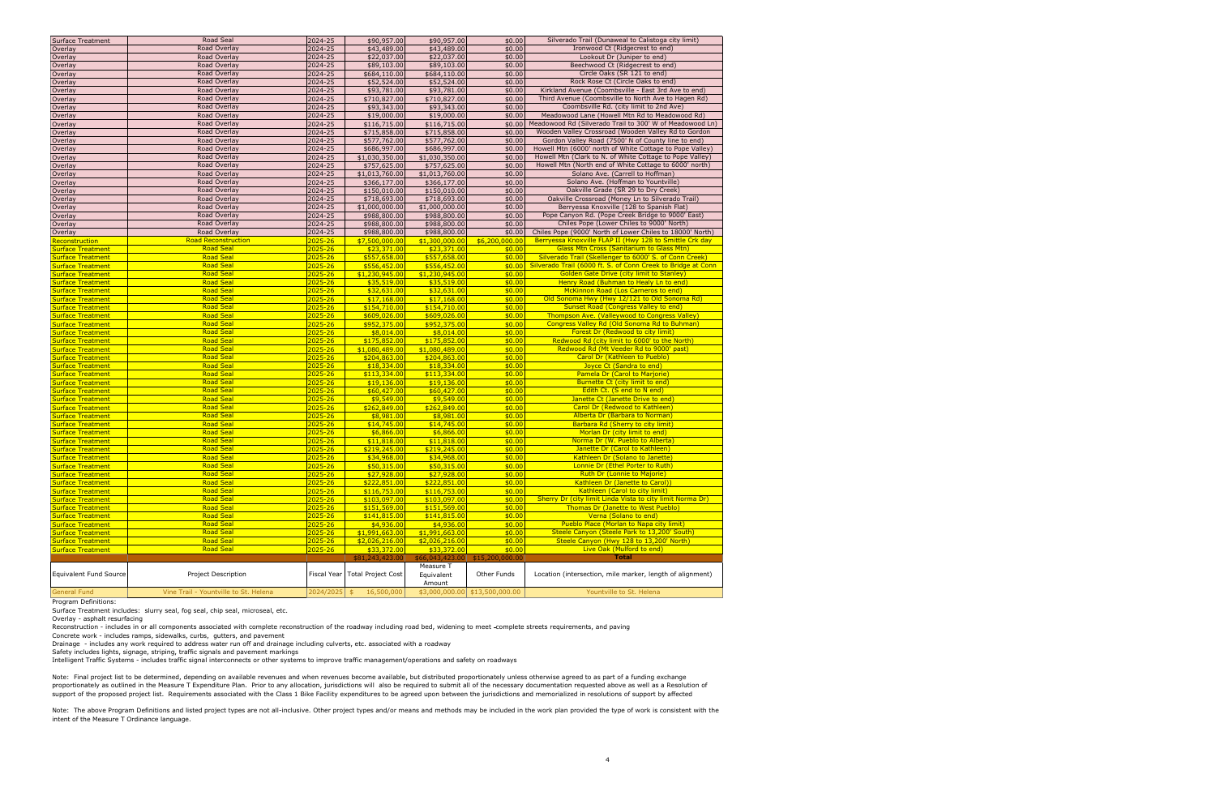| | | | | | | |
|---|---|---|---|---|---|---|
| Surface Treatment | Road Seal | 2024-25 | $90,957.00 | $90,957.00 | $0.00 | Silverado Trail (Dunaweal to Calistoga city limit) |
| Overlay | Road Overlay | 2024-25 | $43,489.00 | $43,489.00 | $0.00 | Ironwood Ct (Ridgecrest to end) |
| Overlay | Road Overlay | 2024-25 | $22,037.00 | $22,037.00 | $0.00 | Lookout Dr (Juniper to end) |
| Overlay | Road Overlay | 2024-25 | $89,103.00 | $89,103.00 | $0.00 | Beechwood Ct (Ridgecrest to end) |
| Overlay | Road Overlay | 2024-25 | $684,110.00 | $684,110.00 | $0.00 | Circle Oaks (SR 121 to end) |
| Overlay | Road Overlay | 2024-25 | $52,524.00 | $52,524.00 | $0.00 | Rock Rose Ct (Circle Oaks to end) |
| Overlay | Road Overlay | 2024-25 | $93,781.00 | $93,781.00 | $0.00 | Kirkland Avenue (Coombsville - East 3rd Ave to end) |
| Overlay | Road Overlay | 2024-25 | $710,827.00 | $710,827.00 | $0.00 | Third Avenue (Coombsville to North Ave to Hagen Rd) |
| Overlay | Road Overlay | 2024-25 | $93,343.00 | $93,343.00 | $0.00 | Coombsville Rd. (city limit to 2nd Ave) |
| Overlay | Road Overlay | 2024-25 | $19,000.00 | $19,000.00 | $0.00 | Meadowood Lane (Howell Mtn Rd to Meadowood Rd) |
| Overlay | Road Overlay | 2024-25 | $116,715.00 | $116,715.00 | $0.00 | Meadowood Rd (Silverado Trail to 300' W of Meadowood Ln) |
| Overlay | Road Overlay | 2024-25 | $715,858.00 | $715,858.00 | $0.00 | Wooden Valley Crossroad (Wooden Valley Rd to Gordon |
| Overlay | Road Overlay | 2024-25 | $577,762.00 | $577,762.00 | $0.00 | Gordon Valley Road (7500' N of County line to end) |
| Overlay | Road Overlay | 2024-25 | $686,997.00 | $686,997.00 | $0.00 | Howell Mtn (6000' north of White Cottage to Pope Valley) |
| Overlay | Road Overlay | 2024-25 | $1,030,350.00 | $1,030,350.00 | $0.00 | Howell Mtn (Clark to N. of White Cottage to Pope Valley) |
| Overlay | Road Overlay | 2024-25 | $757,625.00 | $757,625.00 | $0.00 | Howell Mtn (North end of White Cottage to 6000' north) |
| Overlay | Road Overlay | 2024-25 | $1,013,760.00 | $1,013,760.00 | $0.00 | Solano Ave. (Carrell to Hoffman) |
| Overlay | Road Overlay | 2024-25 | $366,177.00 | $366,177.00 | $0.00 | Solano Ave. (Hoffman to Yountville) |
| Overlay | Road Overlay | 2024-25 | $150,010.00 | $150,010.00 | $0.00 | Oakville Grade (SR 29 to Dry Creek) |
| Overlay | Road Overlay | 2024-25 | $718,693.00 | $718,693.00 | $0.00 | Oakville Crossroad (Money Ln to Silverado Trail) |
| Overlay | Road Overlay | 2024-25 | $1,000,000.00 | $1,000,000.00 | $0.00 | Berryessa Knoxville (128 to Spanish Flat) |
| Overlay | Road Overlay | 2024-25 | $988,800.00 | $988,800.00 | $0.00 | Pope Canyon Rd. (Pope Creek Bridge to 9000' East) |
| Overlay | Road Overlay | 2024-25 | $988,800.00 | $988,800.00 | $0.00 | Chiles Pope (Lower Chiles to 9000' North) |
| Overlay | Road Overlay | 2024-25 | $988,800.00 | $988,800.00 | $0.00 | Chiles Pope (9000' North of Lower Chiles to 18000' North) |
| Reconstruction | Road Reconstruction | 2025-26 | $7,500,000.00 | $1,300,000.00 | $6,200,000.00 | Berryessa Knoxville FLAP II (Hwy 128 to Smittle Crk day |
| Surface Treatment | Road Seal | 2025-26 | $23,371.00 | $23,371.00 | $0.00 | Glass Mtn Cross (Sanitarium to Glass Mtn) |
| Surface Treatment | Road Seal | 2025-26 | $557,658.00 | $557,658.00 | $0.00 | Silverado Trail (Skellenger to 6000' S. of Conn Creek) |
| Surface Treatment | Road Seal | 2025-26 | $556,452.00 | $556,452.00 | $0.00 | Silverado Trail (6000 ft. S. of Conn Creek to Bridge at Conn |
| Surface Treatment | Road Seal | 2025-26 | $1,230,945.00 | $1,230,945.00 | $0.00 | Golden Gate Drive (city limit to Stanley) |
| Surface Treatment | Road Seal | 2025-26 | $35,519.00 | $35,519.00 | $0.00 | Henry Road (Buhman to Healy Ln to end) |
| Surface Treatment | Road Seal | 2025-26 | $32,631.00 | $32,631.00 | $0.00 | McKinnon Road (Los Carneros to end) |
| Surface Treatment | Road Seal | 2025-26 | $17,168.00 | $17,168.00 | $0.00 | Old Sonoma Hwy (Hwy 12/121 to Old Sonoma Rd) |
| Surface Treatment | Road Seal | 2025-26 | $154,710.00 | $154,710.00 | $0.00 | Sunset Road (Congress Valley to end) |
| Surface Treatment | Road Seal | 2025-26 | $609,026.00 | $609,026.00 | $0.00 | Thompson Ave. (Valleywood to Congress Valley) |
| Surface Treatment | Road Seal | 2025-26 | $952,375.00 | $952,375.00 | $0.00 | Congress Valley Rd (Old Sonoma Rd to Buhman) |
| Surface Treatment | Road Seal | 2025-26 | $8,014.00 | $8,014.00 | $0.00 | Forest Dr (Redwood to city limit) |
| Surface Treatment | Road Seal | 2025-26 | $175,852.00 | $175,852.00 | $0.00 | Redwood Rd (city limit to 6000' to the North) |
| Surface Treatment | Road Seal | 2025-26 | $1,080,489.00 | $1,080,489.00 | $0.00 | Redwood Rd (Mt Veeder Rd to 9000' past) |
| Surface Treatment | Road Seal | 2025-26 | $204,863.00 | $204,863.00 | $0.00 | Carol Dr (Kathleen to Pueblo) |
| Surface Treatment | Road Seal | 2025-26 | $18,334.00 | $18,334.00 | $0.00 | Joyce Ct (Sandra to end) |
| Surface Treatment | Road Seal | 2025-26 | $113,334.00 | $113,334.00 | $0.00 | Pamela Dr (Carol to Marjorie) |
| Surface Treatment | Road Seal | 2025-26 | $19,136.00 | $19,136.00 | $0.00 | Burnette Ct (city limit to end) |
| Surface Treatment | Road Seal | 2025-26 | $60,427.00 | $60,427.00 | $0.00 | Edith Ct. (S end to N end) |
| Surface Treatment | Road Seal | 2025-26 | $9,549.00 | $9,549.00 | $0.00 | Janette Ct (Janette Drive to end) |
| Surface Treatment | Road Seal | 2025-26 | $262,849.00 | $262,849.00 | $0.00 | Carol Dr (Redwood to Kathleen) |
| Surface Treatment | Road Seal | 2025-26 | $8,981.00 | $8,981.00 | $0.00 | Alberta Dr (Barbara to Norman) |
| Surface Treatment | Road Seal | 2025-26 | $14,745.00 | $14,745.00 | $0.00 | Barbara Rd (Sherry to city limit) |
| Surface Treatment | Road Seal | 2025-26 | $6,866.00 | $6,866.00 | $0.00 | Morlan Dr (city limit to end) |
| Surface Treatment | Road Seal | 2025-26 | $11,818.00 | $11,818.00 | $0.00 | Norma Dr (W. Pueblo to Alberta) |
| Surface Treatment | Road Seal | 2025-26 | $219,245.00 | $219,245.00 | $0.00 | Janette Dr (Carol to Kathleen) |
| Surface Treatment | Road Seal | 2025-26 | $34,968.00 | $34,968.00 | $0.00 | Kathleen Dr (Solano to Janette) |
| Surface Treatment | Road Seal | 2025-26 | $50,315.00 | $50,315.00 | $0.00 | Lonnie Dr (Ethel Porter to Ruth) |
| Surface Treatment | Road Seal | 2025-26 | $27,928.00 | $27,928.00 | $0.00 | Ruth Dr (Lonnie to Majorie) |
| Surface Treatment | Road Seal | 2025-26 | $222,851.00 | $222,851.00 | $0.00 | Kathleen Dr (Janette to Carol)) |
| Surface Treatment | Road Seal | 2025-26 | $116,753.00 | $116,753.00 | $0.00 | Kathleen (Carol to city limit) |
| Surface Treatment | Road Seal | 2025-26 | $103,097.00 | $103,097.00 | $0.00 | Sherry Dr (city limit Linda Vista to city limit Norma Dr) |
| Surface Treatment | Road Seal | 2025-26 | $151,569.00 | $151,569.00 | $0.00 | Thomas Dr (Janette to West Pueblo) |
| Surface Treatment | Road Seal | 2025-26 | $141,815.00 | $141,815.00 | $0.00 | Verna (Solano to end) |
| Surface Treatment | Road Seal | 2025-26 | $4,936.00 | $4,936.00 | $0.00 | Pueblo Place (Morlan to Napa city limit) |
| Surface Treatment | Road Seal | 2025-26 | $1,991,663.00 | $1,991,663.00 | $0.00 | Steele Canyon (Steele Park to 13,200' South) |
| Surface Treatment | Road Seal | 2025-26 | $2,026,216.00 | $2,026,216.00 | $0.00 | Steele Canyon (Hwy 128 to 13,200' North) |
| Surface Treatment | Road Seal | 2025-26 | $33,372.00 | $33,372.00 | $0.00 | Live Oak (Mulford to end) |
| | | | $81,243,423.00 | $66,043,423.00 | $15,200,000.00 | **Total** |
| Equivalent Fund Source | Project Description | Fiscal Year | Total Project Cost | Measure T Equivalent Amount | Other Funds | Location (intersection, mile marker, length of alignment) |
| General Fund | Vine Trail - Yountville to St. Helena | 2024/2025 | $ 16,500,000 | $3,000,000.00 | $13,500,000.00 | Yountville to St. Helena |

Program Definitions:

Surface Treatment includes: slurry seal, fog seal, chip seal, microseal, etc.

Overlay - asphalt resurfacing

Reconstruction - includes in or all components associated with complete reconstruction of the roadway including road bed, widening to meet complete streets requirements, and paving

Concrete work - includes ramps, sidewalks, curbs, gutters, and pavement

Drainage - includes any work required to address water run off and drainage including culverts, etc. associated with a roadway

Safety includes lights, signage, striping, traffic signals and pavement markings

Intelligent Traffic Systems - includes traffic signal interconnects or other systems to improve traffic management/operations and safety on roadways

Note: Final project list to be determined, depending on available revenues and when revenues become available, but distributed proportionately unless otherwise agreed to as part of a funding exchange proportionately as outlined in the Measure T Expenditure Plan. Prior to any allocation, jurisdictions will also be required to submit all of the necessary documentation requested above as well as a Resolution of support of the proposed project list. Requirements associated with the Class 1 Bike Facility expenditures to be agreed upon between the jurisdictions and memorialized in resolutions of support by affected

Note: The above Program Definitions and listed project types are not all-inclusive. Other project types and/or means and methods may be included in the work plan provided the type of work is consistent with the intent of the Measure T Ordinance language.